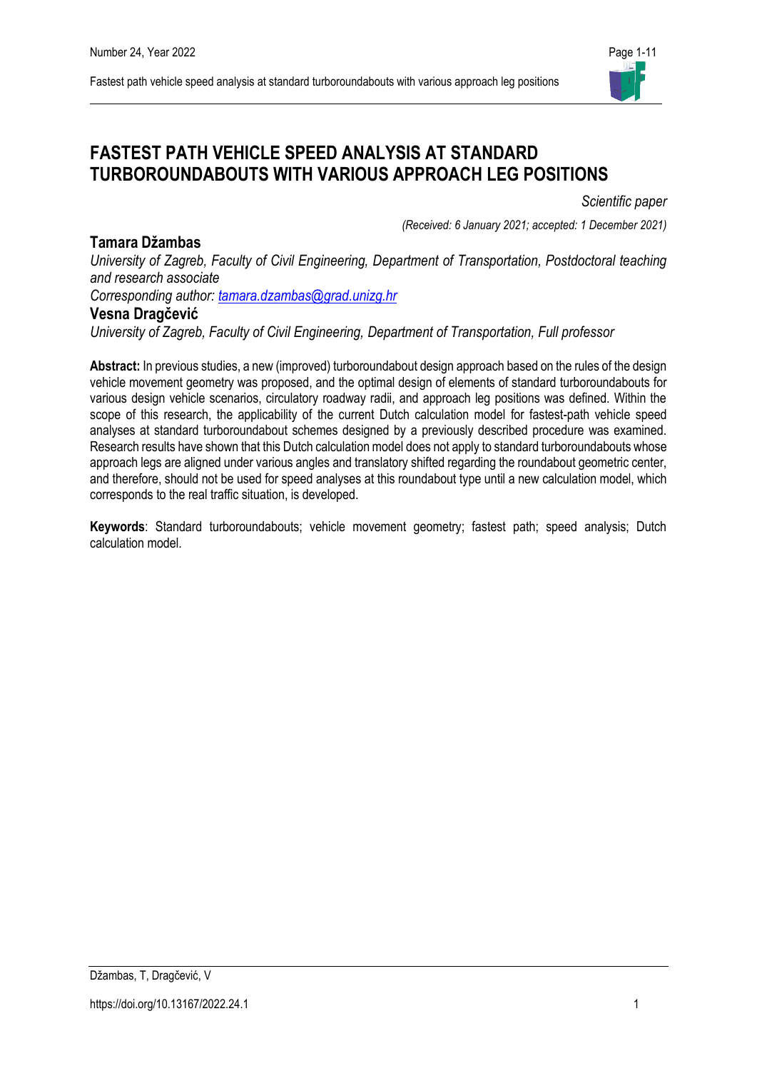# FASTEST PATH VEHICLE SPEED ANALYSIS AT STANDARD TURBOROUNDABOUTS WITH VARIOUS APPROACH LEG POSITIONS

*Scientific paper*

*(Received: 6 January 2021; accepted: 1 December 2021)*

## Tamara Džambas

*University of Zagreb, Faculty of Civil Engineering, Department of Transportation, Postdoctoral teaching and research associate*

*Corresponding author: tamara.dzambas@grad.unizg.hr*

## Vesna Dragčević

*University of Zagreb, Faculty of Civil Engineering, Department of Transportation, Full professor*

**Abstract:** In previous studies, a new (improved) turboroundabout design approach based on the rules of the design vehicle movement geometry was proposed, and the optimal design of elements of standard turboroundabouts for various design vehicle scenarios, circulatory roadway radii, and approach leg positions was defined. Within the scope of this research, the applicability of the current Dutch calculation model for fastest-path vehicle speed analyses at standard turboroundabout schemes designed by a previously described procedure was examined. Research results have shown that this Dutch calculation model does not apply to standard turboroundabouts whose approach legs are aligned under various angles and translatory shifted regarding the roundabout geometric center, and therefore, should not be used for speed analyses at this roundabout type until a new calculation model, which corresponds to the real traffic situation, is developed.

**Keywords**: Standard turboroundabouts; vehicle movement geometry; fastest path; speed analysis; Dutch calculation model.

Džambas, T, Dragčević, V

https://doi.org/10.13167/2022.24.1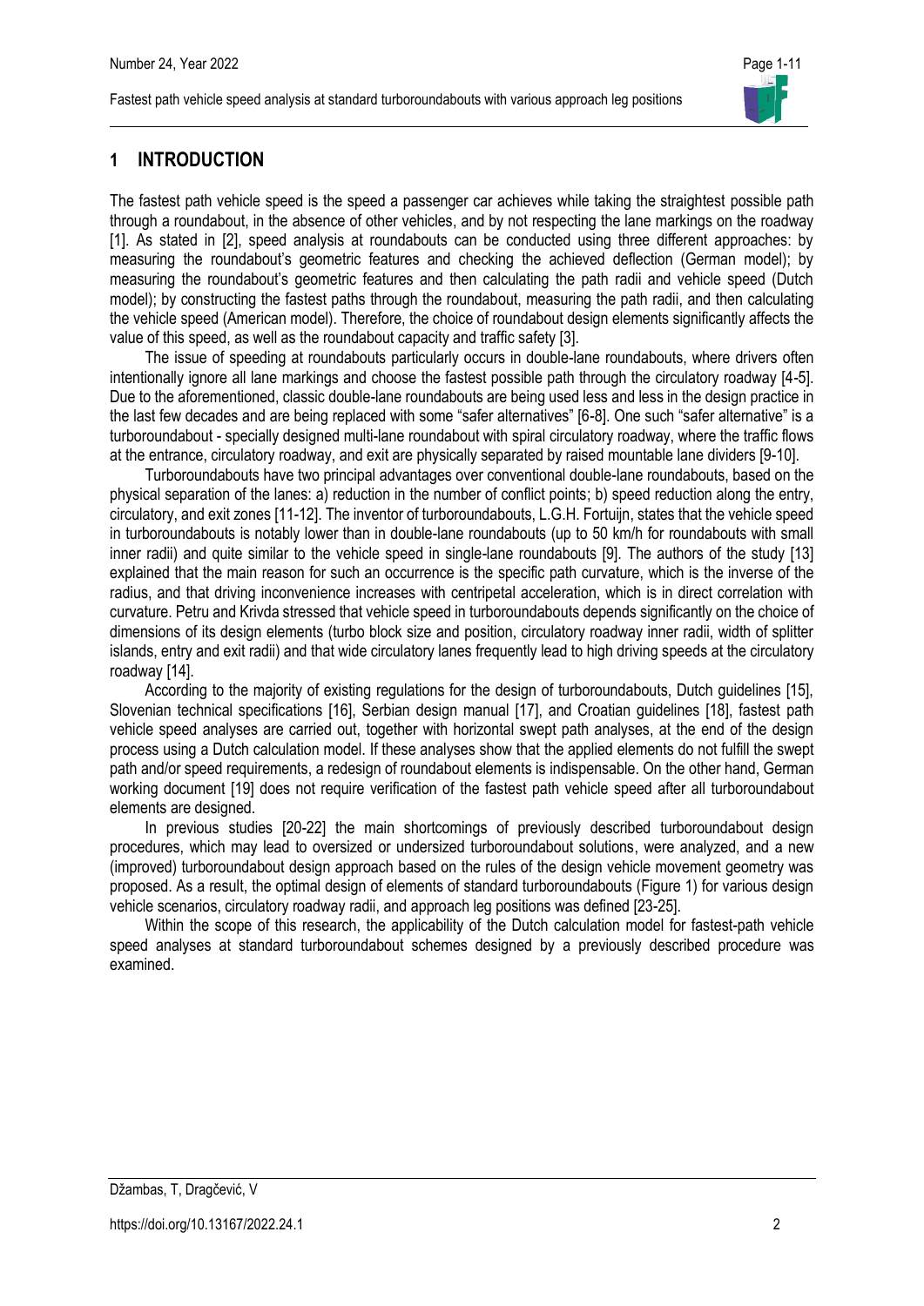# 1 INTRODUCTION

The fastest path vehicle speed is the speed a passenger car achieves while taking the straightest possible path through a roundabout, in the absence of other vehicles, and by not respecting the lane markings on the roadway [1]. As stated in [2], speed analysis at roundabouts can be conducted using three different approaches: by measuring the roundabout's geometric features and checking the achieved deflection (German model); by measuring the roundabout's geometric features and then calculating the path radii and vehicle speed (Dutch model); by constructing the fastest paths through the roundabout, measuring the path radii, and then calculating the vehicle speed (American model). Therefore, the choice of roundabout design elements significantly affects the value of this speed, as well as the roundabout capacity and traffic safety [3].

The issue of speeding at roundabouts particularly occurs in double-lane roundabouts, where drivers often intentionally ignore all lane markings and choose the fastest possible path through the circulatory roadway [4-5]. Due to the aforementioned, classic double-lane roundabouts are being used less and less in the design practice in the last few decades and are being replaced with some "safer alternatives" [6-8]. One such "safer alternative" is a turboroundabout - specially designed multi-lane roundabout with spiral circulatory roadway, where the traffic flows at the entrance, circulatory roadway, and exit are physically separated by raised mountable lane dividers [9-10].

Turboroundabouts have two principal advantages over conventional double-lane roundabouts, based on the physical separation of the lanes: a) reduction in the number of conflict points; b) speed reduction along the entry, circulatory, and exit zones [11-12]. The inventor of turboroundabouts, L.G.H. Fortuijn, states that the vehicle speed in turboroundabouts is notably lower than in double-lane roundabouts (up to 50 km/h for roundabouts with small inner radii) and quite similar to the vehicle speed in single-lane roundabouts [9]. The authors of the study [13] explained that the main reason for such an occurrence is the specific path curvature, which is the inverse of the radius, and that driving inconvenience increases with centripetal acceleration, which is in direct correlation with curvature. Petru and Krivda stressed that vehicle speed in turboroundabouts depends significantly on the choice of dimensions of its design elements (turbo block size and position, circulatory roadway inner radii, width of splitter islands, entry and exit radii) and that wide circulatory lanes frequently lead to high driving speeds at the circulatory roadway [14].

According to the majority of existing regulations for the design of turboroundabouts, Dutch guidelines [15], Slovenian technical specifications [16], Serbian design manual [17], and Croatian guidelines [18], fastest path vehicle speed analyses are carried out, together with horizontal swept path analyses, at the end of the design process using a Dutch calculation model. If these analyses show that the applied elements do not fulfill the swept path and/or speed requirements, a redesign of roundabout elements is indispensable. On the other hand, German working document [19] does not require verification of the fastest path vehicle speed after all turboroundabout elements are designed.

In previous studies [20-22] the main shortcomings of previously described turboroundabout design procedures, which may lead to oversized or undersized turboroundabout solutions, were analyzed, and a new (improved) turboroundabout design approach based on the rules of the design vehicle movement geometry was proposed. As a result, the optimal design of elements of standard turboroundabouts (Figure 1) for various design vehicle scenarios, circulatory roadway radii, and approach leg positions was defined [23-25].

Within the scope of this research, the applicability of the Dutch calculation model for fastest-path vehicle speed analyses at standard turboroundabout schemes designed by a previously described procedure was examined.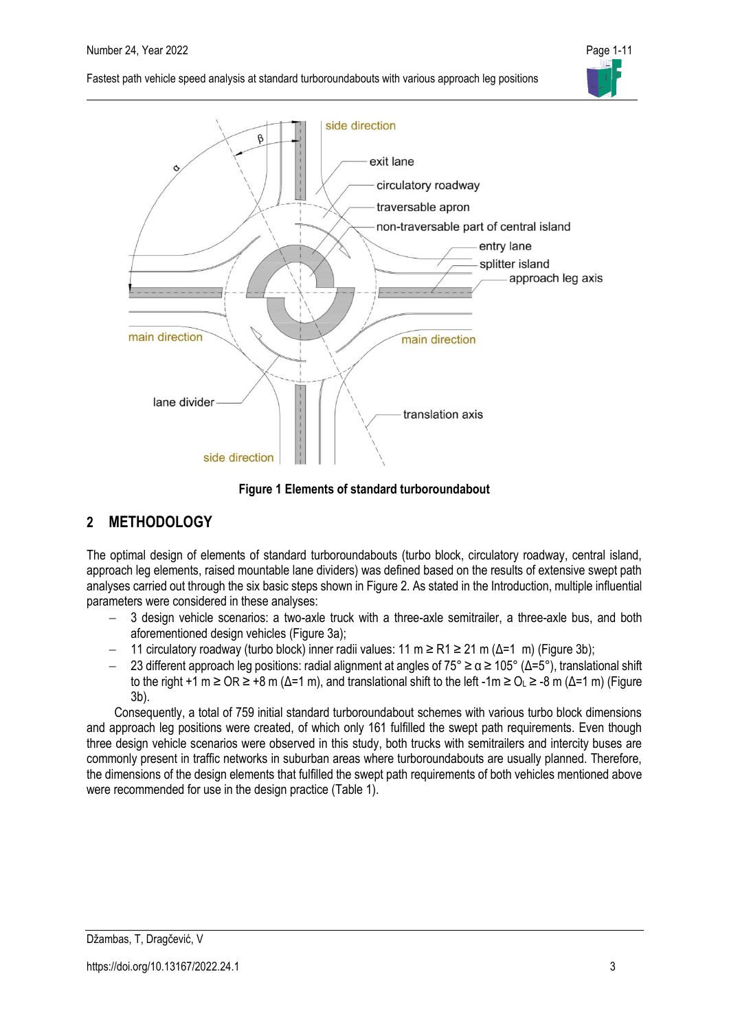**Figure 1 Elements of standard turboroundabout**

## 2 METHODOLOGY

The optimal design of elements of standard turboroundabouts (turbo block, circulatory roadway, central island, approach leg elements, raised mountable lane dividers) was defined based on the results of extensive swept path analyses carried out through the six basic steps shown in Figure 2. As stated in the Introduction, multiple influential parameters were considered in these analyses:

- 3 design vehicle scenarios: a two-axle truck with a three-axle semitrailer, a three-axle bus, and both aforementioned design vehicles (Figure 3a);
- 11 circulatory roadway (turbo block) inner radii values: 11 m $\geq$ R1 $\geq$ 21 m ($\Delta$=1 m) (Figure 3b);
- 23 different approach leg positions: radial alignment at angles of 75° $\geq \alpha \geq$ 105° ($\Delta$=5°), translational shift to the right +1 m $\geq$ OR $\geq$ +8 m ($\Delta$=1 m), and translational shift to the left -1m $\geq O_L \geq$ -8 m ($\Delta$=1 m) (Figure 3b).

Consequently, a total of 759 initial standard turboroundabout schemes with various turbo block dimensions and approach leg positions were created, of which only 161 fulfilled the swept path requirements. Even though three design vehicle scenarios were observed in this study, both trucks with semitrailers and intercity buses are commonly present in traffic networks in suburban areas where turboroundabouts are usually planned. Therefore, the dimensions of the design elements that fulfilled the swept path requirements of both vehicles mentioned above were recommended for use in the design practice (Table 1).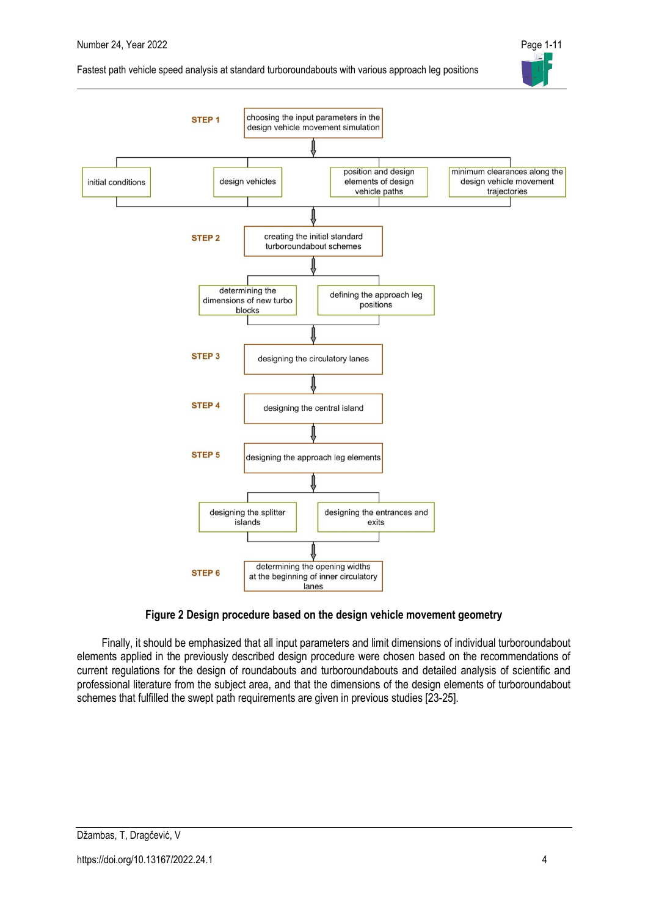STEP 1

choosing the input parameters in the design vehicle movement simulation

initial conditions | design vehicles | position and design elements of design vehicle paths | minimum clearances along the design vehicle movement trajectories

STEP 2

creating the initial standard turboroundabout schemes

determining the dimensions of new turbo blocks | defining the approach leg positions

STEP 3

designing the circulatory lanes

STEP 4

designing the central island

STEP 5

designing the approach leg elements

designing the splitter islands | designing the entrances and exits

STEP 6

determining the opening widths at the beginning of inner circulatory lanes

**Figure 2 Design procedure based on the design vehicle movement geometry**

Finally, it should be emphasized that all input parameters and limit dimensions of individual turboroundabout elements applied in the previously described design procedure were chosen based on the recommendations of current regulations for the design of roundabouts and turboroundabouts and detailed analysis of scientific and professional literature from the subject area, and that the dimensions of the design elements of turboroundabout schemes that fulfilled the swept path requirements are given in previous studies [23-25].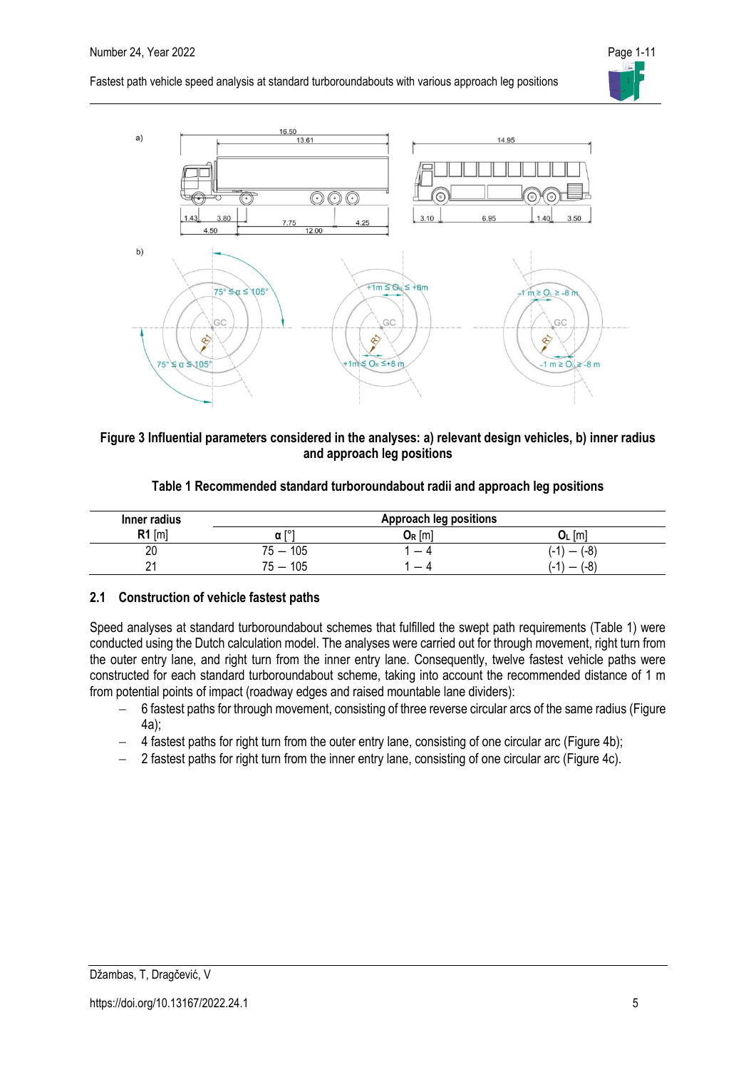Figure 3 Influential parameters considered in the analyses: a) relevant design vehicles, b) inner radius and approach leg positions

**Table 1 Recommended standard turboroundabout radii and approach leg positions**

| Inner radius | Approach leg positions | | |
|---|---|---|---|
| **R1** [m] | **α** [°] | $O_R$ [m] | $O_L$ [m] |
| 20 | 75 – 105 | 1 – 4 | (-1) – (-8) |
| 21 | 75 – 105 | 1 – 4 | (-1) – (-8) |

### 2.1 Construction of vehicle fastest paths

Speed analyses at standard turboroundabout schemes that fulfilled the swept path requirements (Table 1) were conducted using the Dutch calculation model. The analyses were carried out for through movement, right turn from the outer entry lane, and right turn from the inner entry lane. Consequently, twelve fastest vehicle paths were constructed for each standard turboroundabout scheme, taking into account the recommended distance of 1 m from potential points of impact (roadway edges and raised mountable lane dividers):

- 6 fastest paths for through movement, consisting of three reverse circular arcs of the same radius (Figure 4a);
- 4 fastest paths for right turn from the outer entry lane, consisting of one circular arc (Figure 4b);
- 2 fastest paths for right turn from the inner entry lane, consisting of one circular arc (Figure 4c).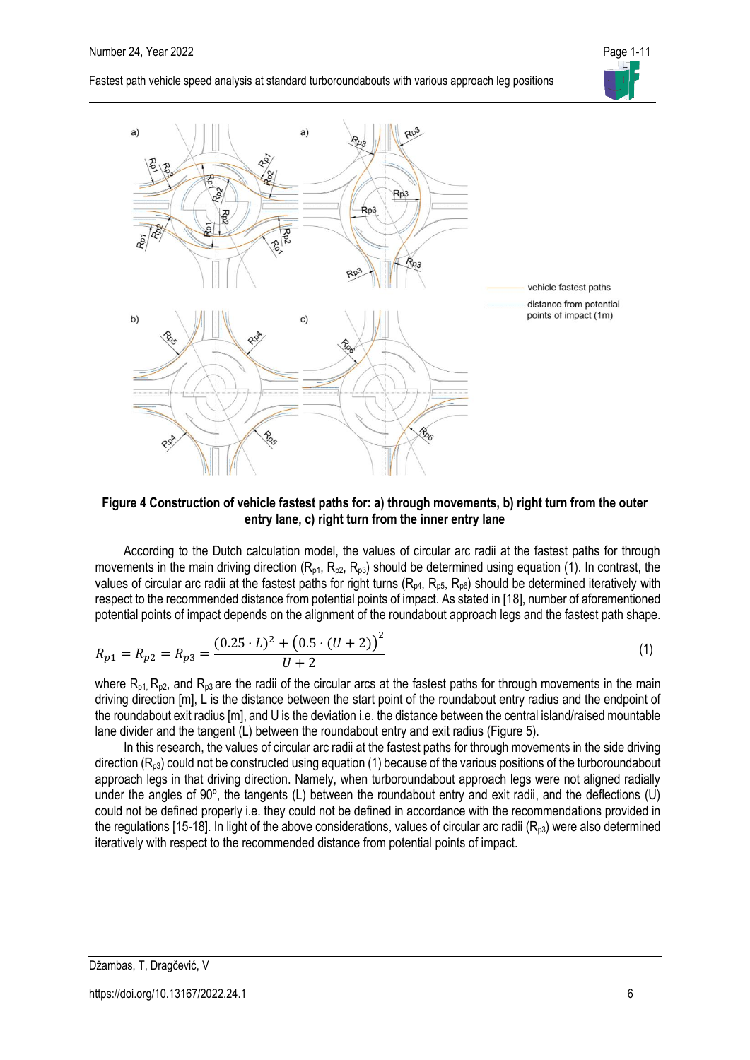**Figure 4 Construction of vehicle fastest paths for: a) through movements, b) right turn from the outer entry lane, c) right turn from the inner entry lane**

According to the Dutch calculation model, the values of circular arc radii at the fastest paths for through movements in the main driving direction ($R_{p1}$, $R_{p2}$, $R_{p3}$) should be determined using equation (1). In contrast, the values of circular arc radii at the fastest paths for right turns ($R_{p4}$, $R_{p5}$, $R_{p6}$) should be determined iteratively with respect to the recommended distance from potential points of impact. As stated in [18], number of aforementioned potential points of impact depends on the alignment of the roundabout approach legs and the fastest path shape.

$$R_{p1} = R_{p2} = R_{p3} = \frac{(0.25 \cdot L)^2 + \left(0.5 \cdot (U + 2)\right)^2}{U + 2} \tag{1}$$

where $R_{p1}$, $R_{p2}$, and $R_{p3}$ are the radii of the circular arcs at the fastest paths for through movements in the main driving direction [m], L is the distance between the start point of the roundabout entry radius and the endpoint of the roundabout exit radius [m], and U is the deviation i.e. the distance between the central island/raised mountable lane divider and the tangent (L) between the roundabout entry and exit radius (Figure 5).

In this research, the values of circular arc radii at the fastest paths for through movements in the side driving direction ($R_{p3}$) could not be constructed using equation (1) because of the various positions of the turboroundabout approach legs in that driving direction. Namely, when turboroundabout approach legs were not aligned radially under the angles of 90º, the tangents (L) between the roundabout entry and exit radii, and the deflections (U) could not be defined properly i.e. they could not be defined in accordance with the recommendations provided in the regulations [15-18]. In light of the above considerations, values of circular arc radii ($R_{p3}$) were also determined iteratively with respect to the recommended distance from potential points of impact.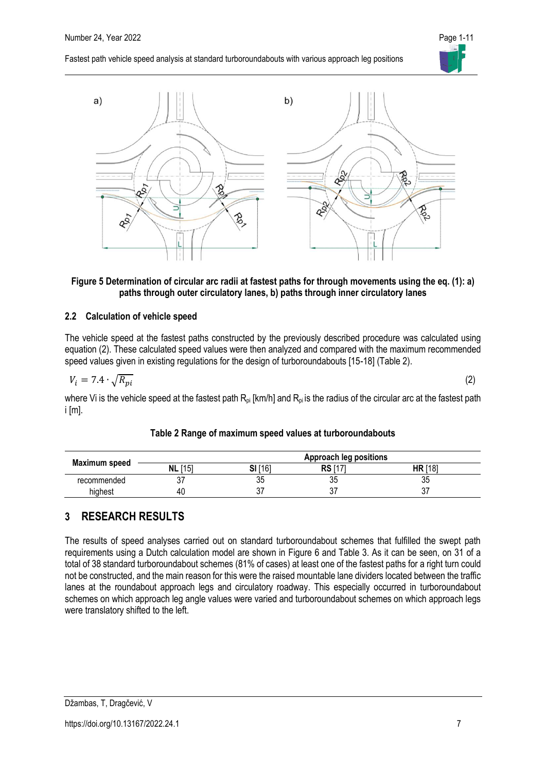**Figure 5 Determination of circular arc radii at fastest paths for through movements using the eq. (1): a) paths through outer circulatory lanes, b) paths through inner circulatory lanes**

### 2.2 Calculation of vehicle speed

The vehicle speed at the fastest paths constructed by the previously described procedure was calculated using equation (2). These calculated speed values were then analyzed and compared with the maximum recommended speed values given in existing regulations for the design of turboroundabouts [15-18] (Table 2).

$$V_i = 7.4 \cdot \sqrt{R_{pi}} \tag{2}$$

where Vi is the vehicle speed at the fastest path $R_{pi}$ [km/h] and $R_{pi}$ is the radius of the circular arc at the fastest path i [m].

**Table 2 Range of maximum speed values at turboroundabouts**

| Maximum speed | Approach leg positions | | | |
|---|---|---|---|---|
| | **NL** [15] | **SI** [16] | **RS** [17] | **HR** [18] |
| recommended | 37 | 35 | 35 | 35 |
| highest | 40 | 37 | 37 | 37 |

## 3 RESEARCH RESULTS

The results of speed analyses carried out on standard turboroundabout schemes that fulfilled the swept path requirements using a Dutch calculation model are shown in Figure 6 and Table 3. As it can be seen, on 31 of a total of 38 standard turboroundabout schemes (81% of cases) at least one of the fastest paths for a right turn could not be constructed, and the main reason for this were the raised mountable lane dividers located between the traffic lanes at the roundabout approach legs and circulatory roadway. This especially occurred in turboroundabout schemes on which approach leg angle values were varied and turboroundabout schemes on which approach legs were translatory shifted to the left.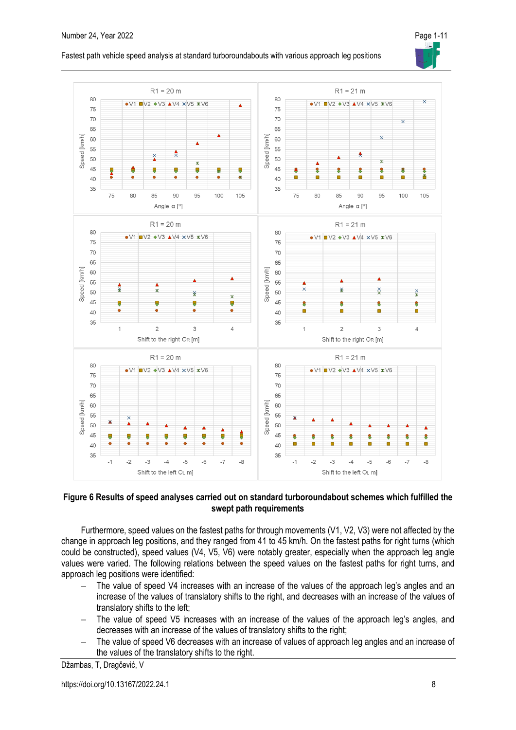**Figure 6 Results of speed analyses carried out on standard turboroundabout schemes which fulfilled the swept path requirements**

Furthermore, speed values on the fastest paths for through movements (V1, V2, V3) were not affected by the change in approach leg positions, and they ranged from 41 to 45 km/h. On the fastest paths for right turns (which could be constructed), speed values (V4, V5, V6) were notably greater, especially when the approach leg angle values were varied. The following relations between the speed values on the fastest paths for right turns, and approach leg positions were identified:

- The value of speed V4 increases with an increase of the values of the approach leg's angles and an increase of the values of translatory shifts to the right, and decreases with an increase of the values of translatory shifts to the left;
- The value of speed V5 increases with an increase of the values of the approach leg's angles, and decreases with an increase of the values of translatory shifts to the right;
- The value of speed V6 decreases with an increase of values of approach leg angles and an increase of the values of the translatory shifts to the right.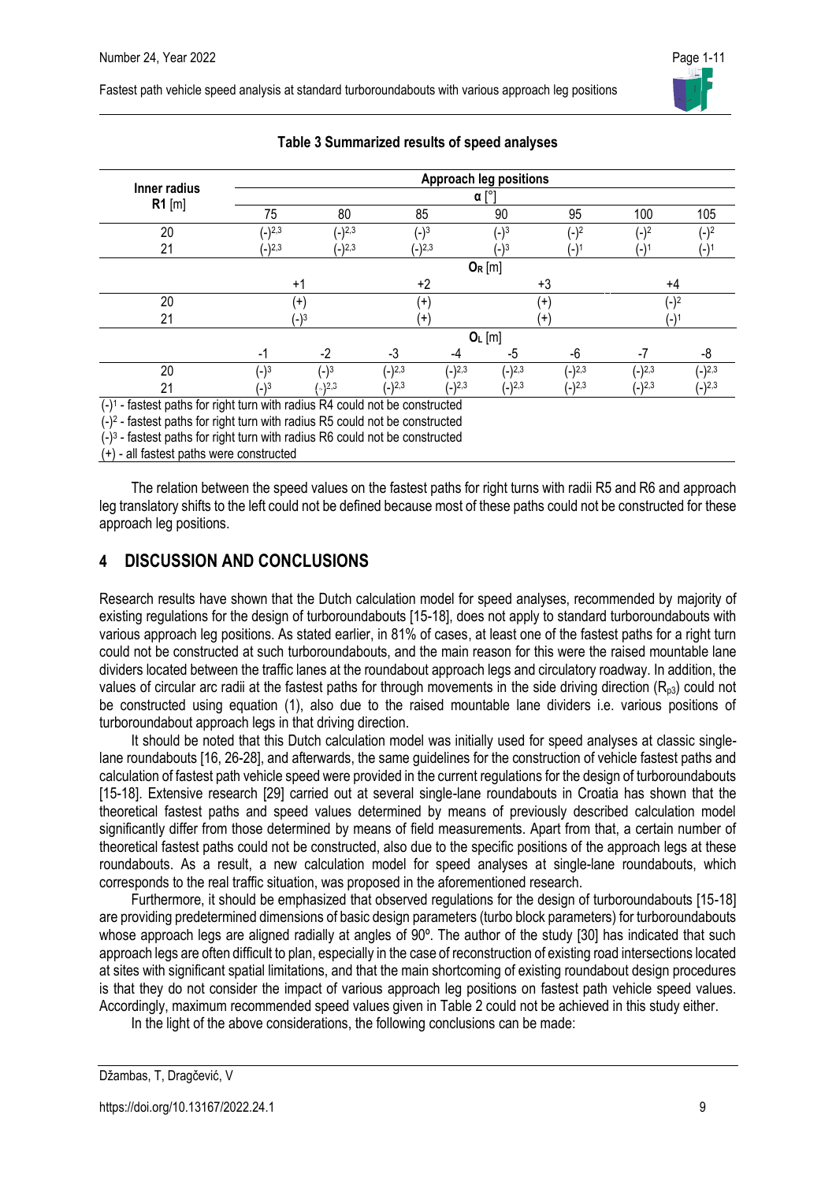**Table 3 Summarized results of speed analyses**

| Inner radius $R1$ [m] | Approach leg positions | | | | | | | |
|---|---|---|---|---|---|---|---|---|
| | $\alpha$ [°] | | | | | | | |
| | 75 | 80 | 85 | 90 | 95 | 100 | 105 | |
| 20 | (-)[2,3] | (-)[2,3] | (-)[3] | (-)[3] | (-)[2] | (-)[2] | (-)[2] | |
| 21 | (-)[2,3] | (-)[2,3] | (-)[2,3] | (-)[3] | (-)[1] | (-)[1] | (-)[1] | |
| | $O_R$ [m] | | | | | | | |
| | +1 | +2 | +3 | +4 | | | | |
| 20 | (+) | (+) | (+) | (-)[2] | | | | |
| 21 | (-)[3] | (+) | (+) | (-)[1] | | | | |
| | $O_L$ [m] | | | | | | | |
| | -1 | -2 | -3 | -4 | -5 | -6 | -7 | -8 |
| 20 | (-)[3] | (-)[3] | (-)[2,3] | (-)[2,3] | (-)[2,3] | (-)[2,3] | (-)[2,3] | (-)[2,3] |
| 21 | (-)[3] | (-)[2,3] | (-)[2,3] | (-)[2,3] | (-)[2,3] | (-)[2,3] | (-)[2,3] | (-)[2,3] |

(-)[1] - fastest paths for right turn with radius R4 could not be constructed

(-)[2] - fastest paths for right turn with radius R5 could not be constructed

(-)[3] - fastest paths for right turn with radius R6 could not be constructed

(+) - all fastest paths were constructed

The relation between the speed values on the fastest paths for right turns with radii R5 and R6 and approach leg translatory shifts to the left could not be defined because most of these paths could not be constructed for these approach leg positions.

## 4 DISCUSSION AND CONCLUSIONS

Research results have shown that the Dutch calculation model for speed analyses, recommended by majority of existing regulations for the design of turboroundabouts [15-18], does not apply to standard turboroundabouts with various approach leg positions. As stated earlier, in 81% of cases, at least one of the fastest paths for a right turn could not be constructed at such turboroundabouts, and the main reason for this were the raised mountable lane dividers located between the traffic lanes at the roundabout approach legs and circulatory roadway. In addition, the values of circular arc radii at the fastest paths for through movements in the side driving direction ($R_{p3}$) could not be constructed using equation (1), also due to the raised mountable lane dividers i.e. various positions of turboroundabout approach legs in that driving direction.

It should be noted that this Dutch calculation model was initially used for speed analyses at classic single-lane roundabouts [16, 26-28], and afterwards, the same guidelines for the construction of vehicle fastest paths and calculation of fastest path vehicle speed were provided in the current regulations for the design of turboroundabouts [15-18]. Extensive research [29] carried out at several single-lane roundabouts in Croatia has shown that the theoretical fastest paths and speed values determined by means of previously described calculation model significantly differ from those determined by means of field measurements. Apart from that, a certain number of theoretical fastest paths could not be constructed, also due to the specific positions of the approach legs at these roundabouts. As a result, a new calculation model for speed analyses at single-lane roundabouts, which corresponds to the real traffic situation, was proposed in the aforementioned research.

Furthermore, it should be emphasized that observed regulations for the design of turboroundabouts [15-18] are providing predetermined dimensions of basic design parameters (turbo block parameters) for turboroundabouts whose approach legs are aligned radially at angles of 90º. The author of the study [30] has indicated that such approach legs are often difficult to plan, especially in the case of reconstruction of existing road intersections located at sites with significant spatial limitations, and that the main shortcoming of existing roundabout design procedures is that they do not consider the impact of various approach leg positions on fastest path vehicle speed values. Accordingly, maximum recommended speed values given in Table 2 could not be achieved in this study either.

In the light of the above considerations, the following conclusions can be made: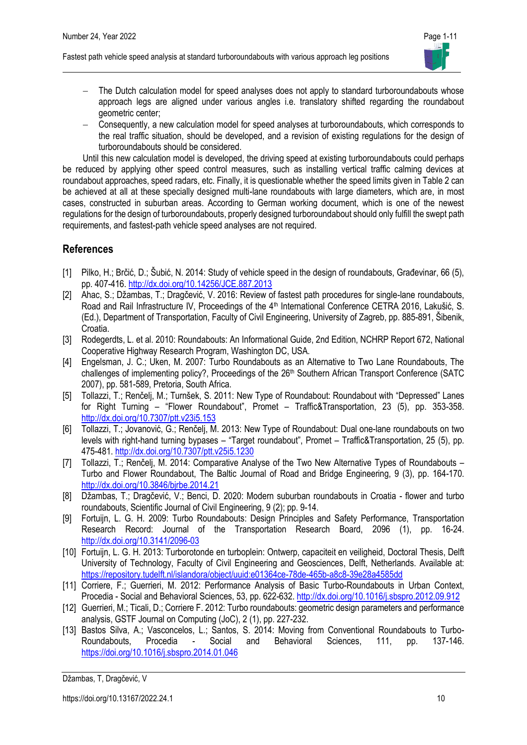- The Dutch calculation model for speed analyses does not apply to standard turboroundabouts whose approach legs are aligned under various angles i.e. translatory shifted regarding the roundabout geometric center;
- Consequently, a new calculation model for speed analyses at turboroundabouts, which corresponds to the real traffic situation, should be developed, and a revision of existing regulations for the design of turboroundabouts should be considered.

Until this new calculation model is developed, the driving speed at existing turboroundabouts could perhaps be reduced by applying other speed control measures, such as installing vertical traffic calming devices at roundabout approaches, speed radars, etc. Finally, it is questionable whether the speed limits given in Table 2 can be achieved at all at these specially designed multi-lane roundabouts with large diameters, which are, in most cases, constructed in suburban areas. According to German working document, which is one of the newest regulations for the design of turboroundabouts, properly designed turboroundabout should only fulfill the swept path requirements, and fastest-path vehicle speed analyses are not required.

## References

[1] Pilko, H.; Brčić, D.; Šubić, N. 2014: Study of vehicle speed in the design of roundabouts, Građevinar, 66 (5), pp. 407-416. http://dx.doi.org/10.14256/JCE.887.2013

[2] Ahac, S.; Džambas, T.; Dragčević, V. 2016: Review of fastest path procedures for single-lane roundabouts, Road and Rail Infrastructure IV, Proceedings of the 4th International Conference CETRA 2016, Lakušić, S. (Ed.), Department of Transportation, Faculty of Civil Engineering, University of Zagreb, pp. 885-891, Šibenik, Croatia.

[3] Rodegerdts, L. et al. 2010: Roundabouts: An Informational Guide, 2nd Edition, NCHRP Report 672, National Cooperative Highway Research Program, Washington DC, USA.

[4] Engelsman, J. C.; Uken, M. 2007: Turbo Roundabouts as an Alternative to Two Lane Roundabouts, The challenges of implementing policy?, Proceedings of the 26th Southern African Transport Conference (SATC 2007), pp. 581-589, Pretoria, South Africa.

[5] Tollazzi, T.; Renčelj, M.; Turnšek, S. 2011: New Type of Roundabout: Roundabout with "Depressed" Lanes for Right Turning – "Flower Roundabout", Promet – Traffic&Transportation, 23 (5), pp. 353-358. http://dx.doi.org/10.7307/ptt.v23i5.153

[6] Tollazzi, T.; Jovanović, G.; Renčelj, M. 2013: New Type of Roundabout: Dual one-lane roundabouts on two levels with right-hand turning bypasses – "Target roundabout", Promet – Traffic&Transportation, 25 (5), pp. 475-481. http://dx.doi.org/10.7307/ptt.v25i5.1230

[7] Tollazzi, T.; Renčelj, M. 2014: Comparative Analyse of the Two New Alternative Types of Roundabouts – Turbo and Flower Roundabout, The Baltic Journal of Road and Bridge Engineering, 9 (3), pp. 164-170. http://dx.doi.org/10.3846/bjrbe.2014.21

[8] Džambas, T.; Dragčević, V.; Benci, D. 2020: Modern suburban roundabouts in Croatia - flower and turbo roundabouts, Scientific Journal of Civil Engineering, 9 (2); pp. 9-14.

[9] Fortuijn, L. G. H. 2009: Turbo Roundabouts: Design Principles and Safety Performance, Transportation Research Record: Journal of the Transportation Research Board, 2096 (1), pp. 16-24. http://dx.doi.org/10.3141/2096-03

[10] Fortuijn, L. G. H. 2013: Turborotonde en turboplein: Ontwerp, capaciteit en veiligheid, Doctoral Thesis, Delft University of Technology, Faculty of Civil Engineering and Geosciences, Delft, Netherlands. Available at: https://repository.tudelft.nl/islandora/object/uuid:e01364ce-78de-465b-a8c8-39e28a4585dd

[11] Corriere, F.; Guerrieri, M. 2012: Performance Analysis of Basic Turbo-Roundabouts in Urban Context, Procedia - Social and Behavioral Sciences, 53, pp. 622-632. http://dx.doi.org/10.1016/j.sbspro.2012.09.912

[12] Guerrieri, M.; Ticali, D.; Corriere F. 2012: Turbo roundabouts: geometric design parameters and performance analysis, GSTF Journal on Computing (JoC), 2 (1), pp. 227-232.

[13] Bastos Silva, A.; Vasconcelos, L.; Santos, S. 2014: Moving from Conventional Roundabouts to Turbo-Roundabouts, Procedia - Social and Behavioral Sciences, 111, pp. 137-146. https://doi.org/10.1016/j.sbspro.2014.01.046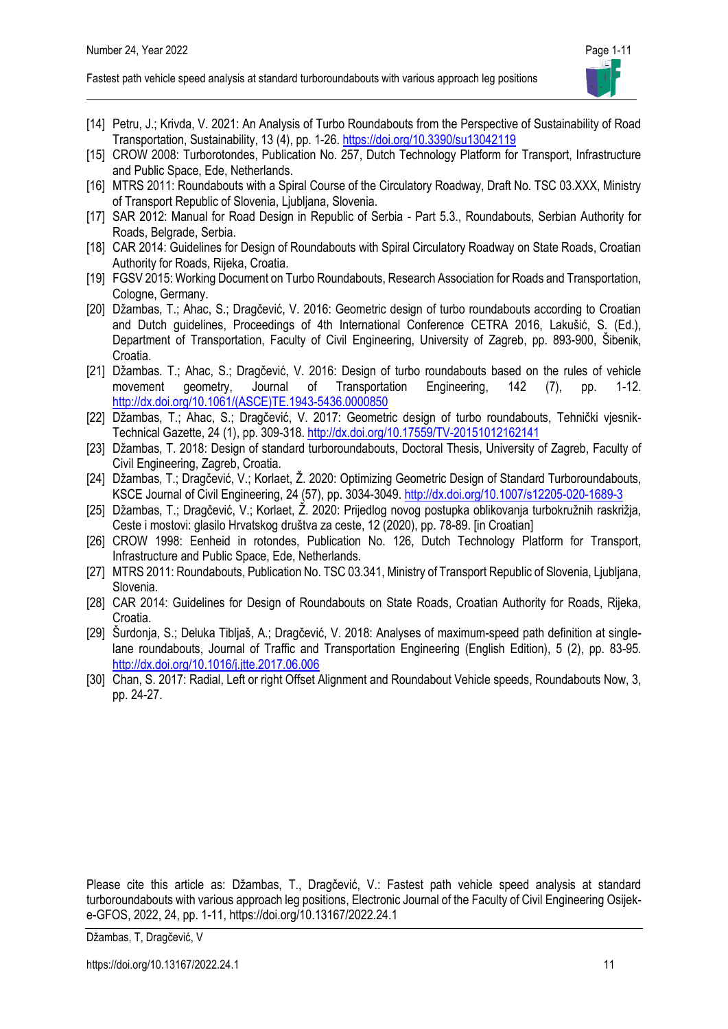[14] Petru, J.; Krivda, V. 2021: An Analysis of Turbo Roundabouts from the Perspective of Sustainability of Road Transportation, Sustainability, 13 (4), pp. 1-26. https://doi.org/10.3390/su13042119

[15] CROW 2008: Turborotondes, Publication No. 257, Dutch Technology Platform for Transport, Infrastructure and Public Space, Ede, Netherlands.

[16] MTRS 2011: Roundabouts with a Spiral Course of the Circulatory Roadway, Draft No. TSC 03.XXX, Ministry of Transport Republic of Slovenia, Ljubljana, Slovenia.

[17] SAR 2012: Manual for Road Design in Republic of Serbia - Part 5.3., Roundabouts, Serbian Authority for Roads, Belgrade, Serbia.

[18] CAR 2014: Guidelines for Design of Roundabouts with Spiral Circulatory Roadway on State Roads, Croatian Authority for Roads, Rijeka, Croatia.

[19] FGSV 2015: Working Document on Turbo Roundabouts, Research Association for Roads and Transportation, Cologne, Germany.

[20] Džambas, T.; Ahac, S.; Dragčević, V. 2016: Geometric design of turbo roundabouts according to Croatian and Dutch guidelines, Proceedings of 4th International Conference CETRA 2016, Lakušić, S. (Ed.), Department of Transportation, Faculty of Civil Engineering, University of Zagreb, pp. 893-900, Šibenik, Croatia.

[21] Džambas. T.; Ahac, S.; Dragčević, V. 2016: Design of turbo roundabouts based on the rules of vehicle movement geometry, Journal of Transportation Engineering, 142 (7), pp. 1-12. http://dx.doi.org/10.1061/(ASCE)TE.1943-5436.0000850

[22] Džambas, T.; Ahac, S.; Dragčević, V. 2017: Geometric design of turbo roundabouts, Tehnički vjesnik-Technical Gazette, 24 (1), pp. 309-318. http://dx.doi.org/10.17559/TV-20151012162141

[23] Džambas, T. 2018: Design of standard turboroundabouts, Doctoral Thesis, University of Zagreb, Faculty of Civil Engineering, Zagreb, Croatia.

[24] Džambas, T.; Dragčević, V.; Korlaet, Ž. 2020: Optimizing Geometric Design of Standard Turboroundabouts, KSCE Journal of Civil Engineering, 24 (57), pp. 3034-3049. http://dx.doi.org/10.1007/s12205-020-1689-3

[25] Džambas, T.; Dragčević, V.; Korlaet, Ž. 2020: Prijedlog novog postupka oblikovanja turbokružnih raskrižja, Ceste i mostovi: glasilo Hrvatskog društva za ceste, 12 (2020), pp. 78-89. [in Croatian]

[26] CROW 1998: Eenheid in rotondes, Publication No. 126, Dutch Technology Platform for Transport, Infrastructure and Public Space, Ede, Netherlands.

[27] MTRS 2011: Roundabouts, Publication No. TSC 03.341, Ministry of Transport Republic of Slovenia, Ljubljana, Slovenia.

[28] CAR 2014: Guidelines for Design of Roundabouts on State Roads, Croatian Authority for Roads, Rijeka, Croatia.

[29] Šurdonja, S.; Deluka Tibljaš, A.; Dragčević, V. 2018: Analyses of maximum-speed path definition at single-lane roundabouts, Journal of Traffic and Transportation Engineering (English Edition), 5 (2), pp. 83-95. http://dx.doi.org/10.1016/j.jtte.2017.06.006

[30] Chan, S. 2017: Radial, Left or right Offset Alignment and Roundabout Vehicle speeds, Roundabouts Now, 3, pp. 24-27.

Please cite this article as: Džambas, T., Dragčević, V.: Fastest path vehicle speed analysis at standard turboroundabouts with various approach leg positions, Electronic Journal of the Faculty of Civil Engineering Osijek-e-GFOS, 2022, 24, pp. 1-11, https://doi.org/10.13167/2022.24.1